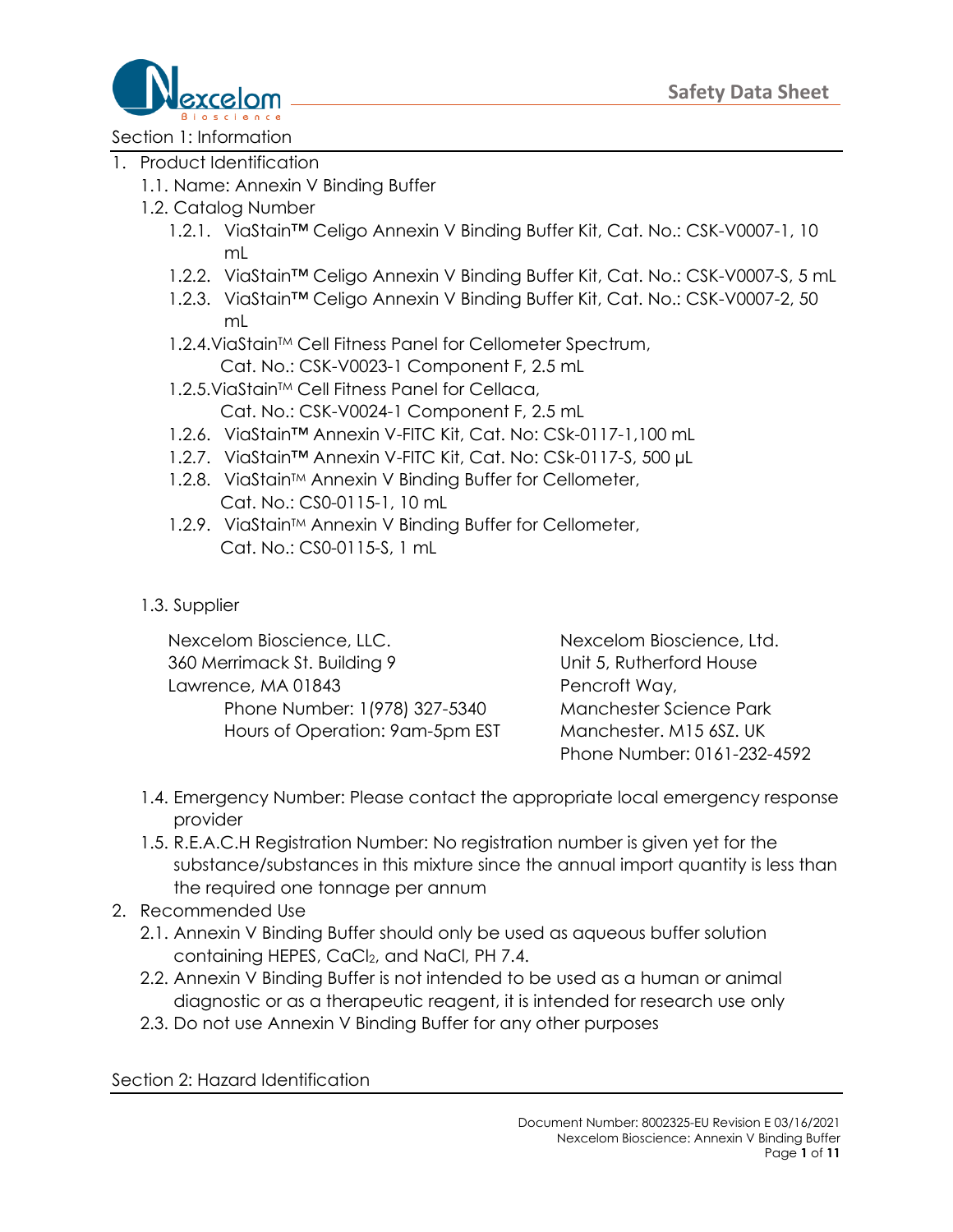# Safety Data Sheet

## Section 1: Information

1. Product Identification
   1.1. Name: Annexin V Binding Buffer
   1.2. Catalog Number
      1.2.1. ViaStain™ Celigo Annexin V Binding Buffer Kit, Cat. No.: CSK-V0007-1, 10 mL
      1.2.2. ViaStain™ Celigo Annexin V Binding Buffer Kit, Cat. No.: CSK-V0007-S, 5 mL
      1.2.3. ViaStain™ Celigo Annexin V Binding Buffer Kit, Cat. No.: CSK-V0007-2, 50 mL
      1.2.4. ViaStain™ Cell Fitness Panel for Cellometer Spectrum, Cat. No.: CSK-V0023-1 Component F, 2.5 mL
      1.2.5. ViaStain™ Cell Fitness Panel for Cellaca, Cat. No.: CSK-V0024-1 Component F, 2.5 mL
      1.2.6. ViaStain™ Annexin V-FITC Kit, Cat. No: CSk-0117-1,100 mL
      1.2.7. ViaStain™ Annexin V-FITC Kit, Cat. No: CSk-0117-S, 500 µL
      1.2.8. ViaStain™ Annexin V Binding Buffer for Cellometer, Cat. No.: CS0-0115-1, 10 mL
      1.2.9. ViaStain™ Annexin V Binding Buffer for Cellometer, Cat. No.: CS0-0115-S, 1 mL
   1.3. Supplier

      Nexcelom Bioscience, LLC.
      360 Merrimack St. Building 9
      Lawrence, MA 01843
      Phone Number: 1(978) 327-5340
      Hours of Operation: 9am-5pm EST

      Nexcelom Bioscience, Ltd.
      Unit 5, Rutherford House
      Pencroft Way,
      Manchester Science Park
      Manchester. M15 6SZ. UK
      Phone Number: 0161-232-4592

   1.4. Emergency Number: Please contact the appropriate local emergency response provider
   1.5. R.E.A.C.H Registration Number: No registration number is given yet for the substance/substances in this mixture since the annual import quantity is less than the required one tonnage per annum
2. Recommended Use
   2.1. Annexin V Binding Buffer should only be used as aqueous buffer solution containing HEPES, $CaCl_2$, and NaCl, PH 7.4.
   2.2. Annexin V Binding Buffer is not intended to be used as a human or animal diagnostic or as a therapeutic reagent, it is intended for research use only
   2.3. Do not use Annexin V Binding Buffer for any other purposes

## Section 2: Hazard Identification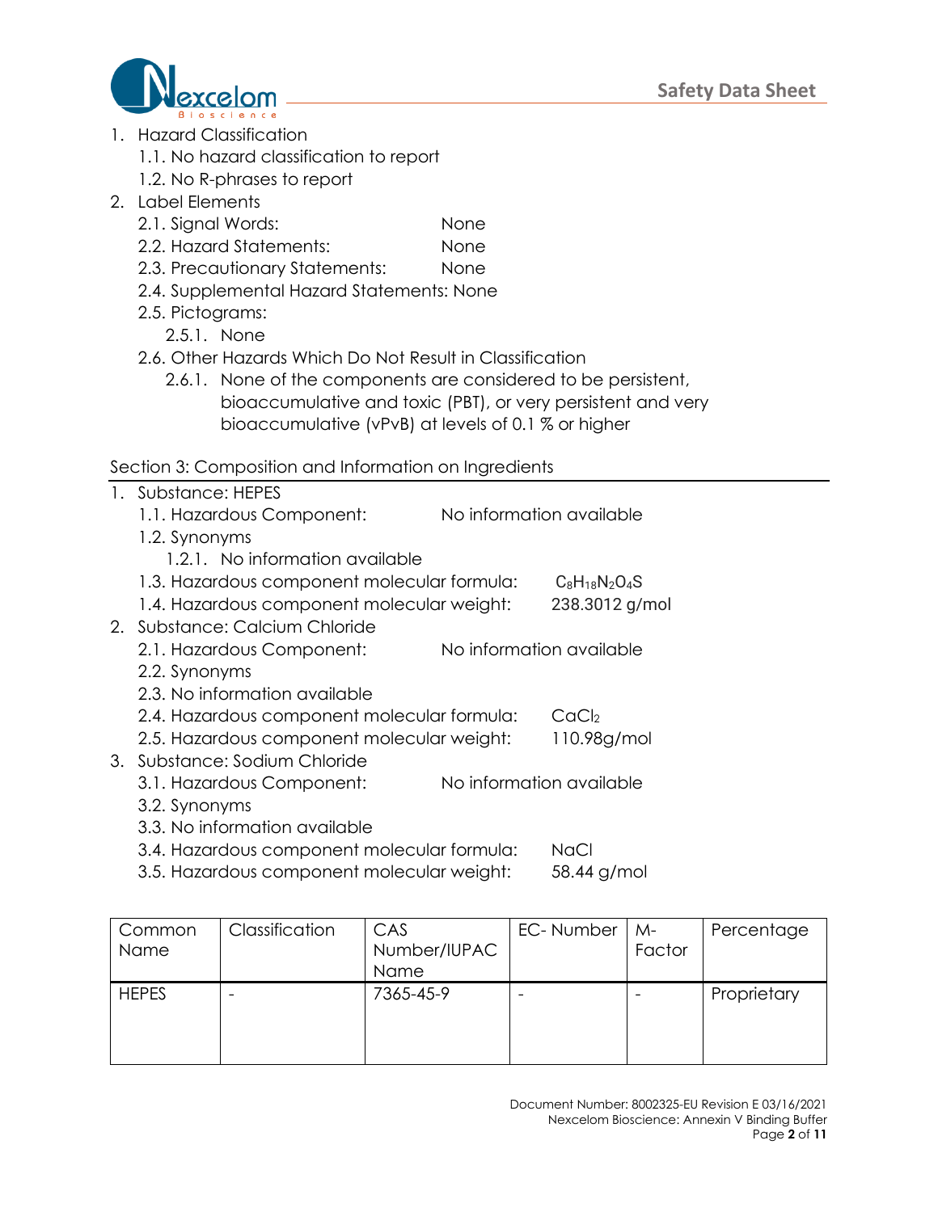1. Hazard Classification
   1.1. No hazard classification to report
   1.2. No R-phrases to report
2. Label Elements
   2.1. Signal Words: None
   2.2. Hazard Statements: None
   2.3. Precautionary Statements: None
   2.4. Supplemental Hazard Statements: None
   2.5. Pictograms:
      2.5.1. None
   2.6. Other Hazards Which Do Not Result in Classification
      2.6.1. None of the components are considered to be persistent, bioaccumulative and toxic (PBT), or very persistent and very bioaccumulative (vPvB) at levels of 0.1 % or higher

## Section 3: Composition and Information on Ingredients

1. Substance: HEPES
   1.1. Hazardous Component: No information available
   1.2. Synonyms
      1.2.1. No information available
   1.3. Hazardous component molecular formula: $C_8H_{18}N_2O_4S$
   1.4. Hazardous component molecular weight: 238.3012 g/mol
2. Substance: Calcium Chloride
   2.1. Hazardous Component: No information available
   2.2. Synonyms
   2.3. No information available
   2.4. Hazardous component molecular formula: $CaCl_2$
   2.5. Hazardous component molecular weight: 110.98g/mol
3. Substance: Sodium Chloride
   3.1. Hazardous Component: No information available
   3.2. Synonyms
   3.3. No information available
   3.4. Hazardous component molecular formula: NaCl
   3.5. Hazardous component molecular weight: 58.44 g/mol

| Common Name | Classification | CAS Number/IUPAC Name | EC- Number | M-Factor | Percentage |
|---|---|---|---|---|---|
| HEPES | - | 7365-45-9 | - | - | Proprietary |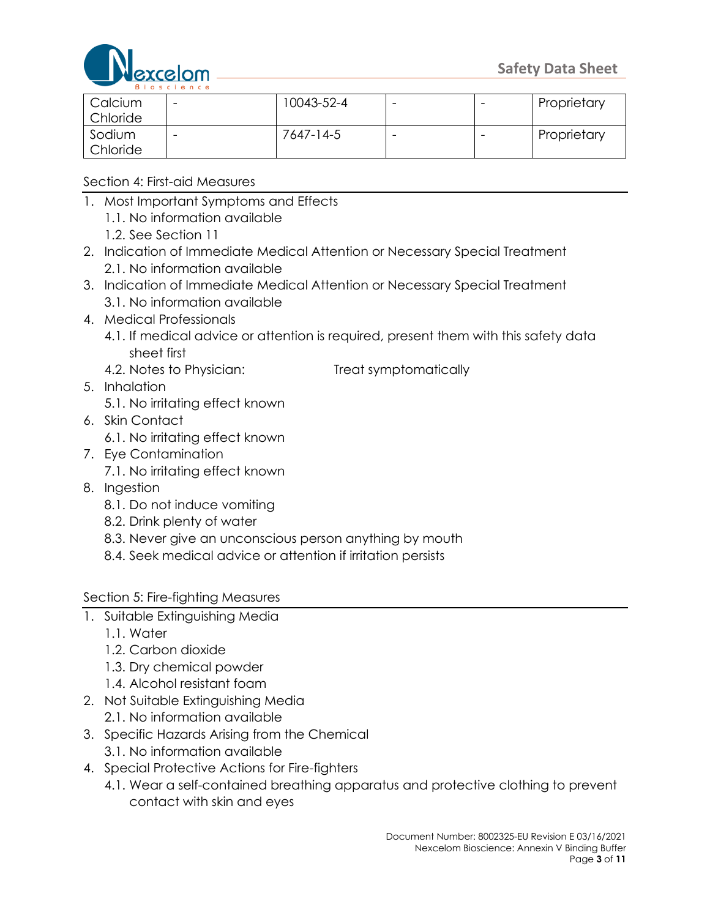| Calcium Chloride | - | 10043-52-4 | - | - | Proprietary |
|---|---|---|---|---|---|
| Sodium Chloride | - | 7647-14-5 | - | - | Proprietary |

## Section 4: First-aid Measures

1. Most Important Symptoms and Effects
   1.1. No information available
   1.2. See Section 11
2. Indication of Immediate Medical Attention or Necessary Special Treatment
   2.1. No information available
3. Indication of Immediate Medical Attention or Necessary Special Treatment
   3.1. No information available
4. Medical Professionals
   4.1. If medical advice or attention is required, present them with this safety data sheet first
   4.2. Notes to Physician: Treat symptomatically
5. Inhalation
   5.1. No irritating effect known
6. Skin Contact
   6.1. No irritating effect known
7. Eye Contamination
   7.1. No irritating effect known
8. Ingestion
   8.1. Do not induce vomiting
   8.2. Drink plenty of water
   8.3. Never give an unconscious person anything by mouth
   8.4. Seek medical advice or attention if irritation persists

## Section 5: Fire-fighting Measures

1. Suitable Extinguishing Media
   1.1. Water
   1.2. Carbon dioxide
   1.3. Dry chemical powder
   1.4. Alcohol resistant foam
2. Not Suitable Extinguishing Media
   2.1. No information available
3. Specific Hazards Arising from the Chemical
   3.1. No information available
4. Special Protective Actions for Fire-fighters
   4.1. Wear a self-contained breathing apparatus and protective clothing to prevent contact with skin and eyes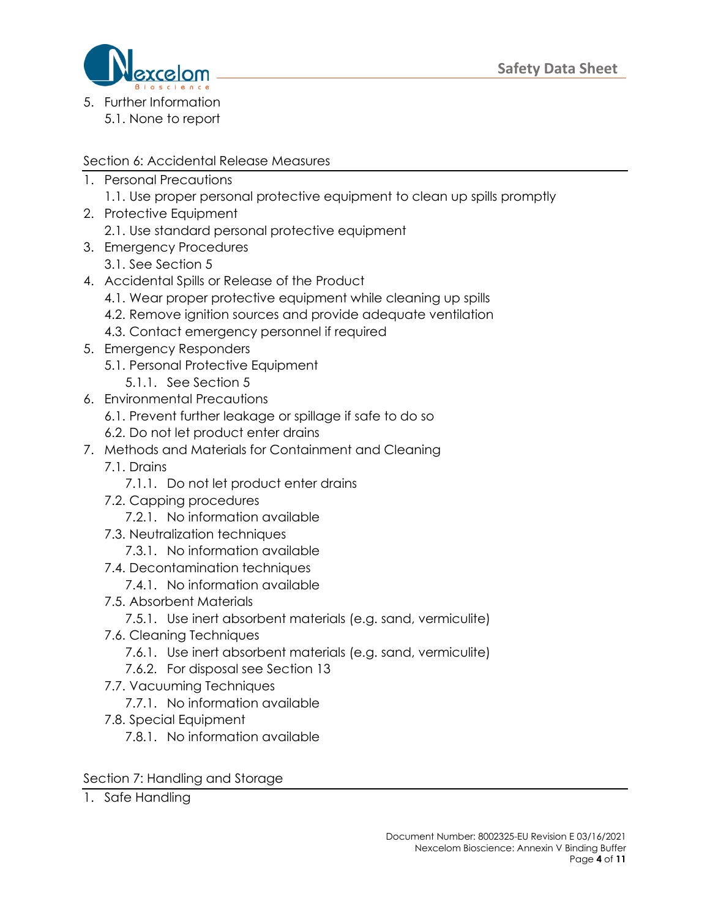5. Further Information
   5.1. None to report

## Section 6: Accidental Release Measures

1. Personal Precautions
   1.1. Use proper personal protective equipment to clean up spills promptly
2. Protective Equipment
   2.1. Use standard personal protective equipment
3. Emergency Procedures
   3.1. See Section 5
4. Accidental Spills or Release of the Product
   4.1. Wear proper protective equipment while cleaning up spills
   4.2. Remove ignition sources and provide adequate ventilation
   4.3. Contact emergency personnel if required
5. Emergency Responders
   5.1. Personal Protective Equipment
      5.1.1. See Section 5
6. Environmental Precautions
   6.1. Prevent further leakage or spillage if safe to do so
   6.2. Do not let product enter drains
7. Methods and Materials for Containment and Cleaning
   7.1. Drains
      7.1.1. Do not let product enter drains
   7.2. Capping procedures
      7.2.1. No information available
   7.3. Neutralization techniques
      7.3.1. No information available
   7.4. Decontamination techniques
      7.4.1. No information available
   7.5. Absorbent Materials
      7.5.1. Use inert absorbent materials (e.g. sand, vermiculite)
   7.6. Cleaning Techniques
      7.6.1. Use inert absorbent materials (e.g. sand, vermiculite)
      7.6.2. For disposal see Section 13
   7.7. Vacuuming Techniques
      7.7.1. No information available
   7.8. Special Equipment
      7.8.1. No information available

## Section 7: Handling and Storage

1. Safe Handling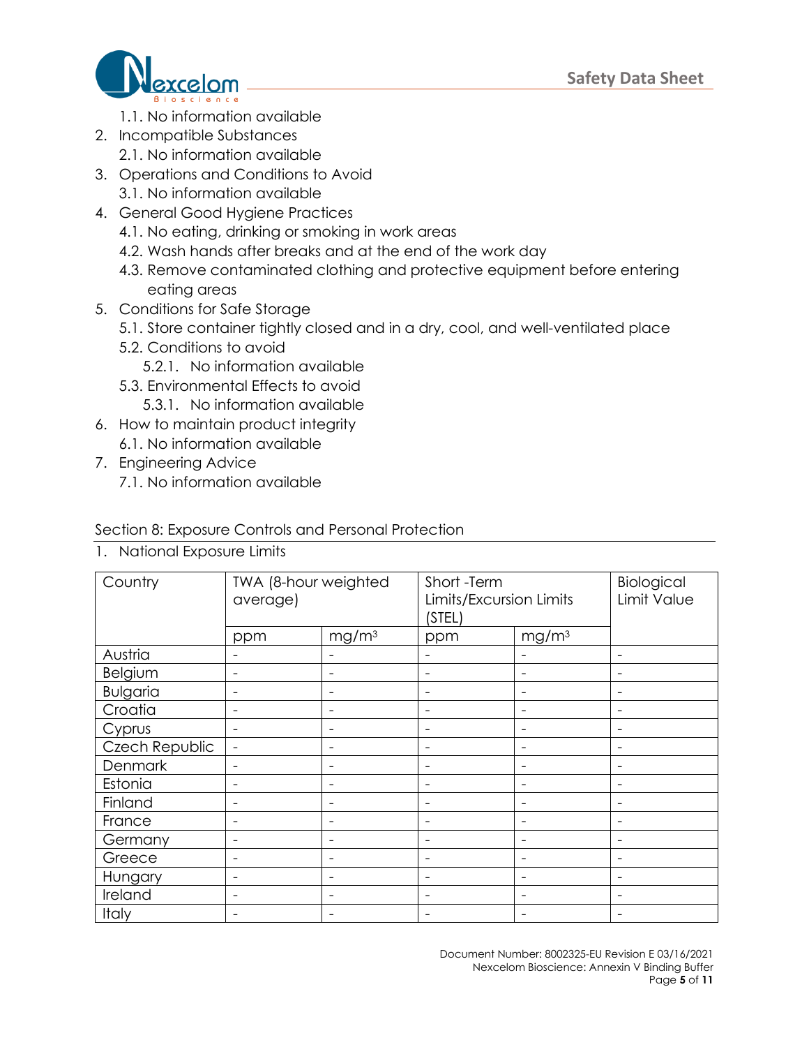1.1. No information available

2. Incompatible Substances
   2.1. No information available
3. Operations and Conditions to Avoid
   3.1. No information available
4. General Good Hygiene Practices
   4.1. No eating, drinking or smoking in work areas
   4.2. Wash hands after breaks and at the end of the work day
   4.3. Remove contaminated clothing and protective equipment before entering eating areas
5. Conditions for Safe Storage
   5.1. Store container tightly closed and in a dry, cool, and well-ventilated place
   5.2. Conditions to avoid
      5.2.1. No information available
   5.3. Environmental Effects to avoid
      5.3.1. No information available
6. How to maintain product integrity
   6.1. No information available
7. Engineering Advice
   7.1. No information available

## Section 8: Exposure Controls and Personal Protection

1. National Exposure Limits

| Country | TWA (8-hour weighted average) | | Short -Term Limits/Excursion Limits (STEL) | | Biological Limit Value |
|---|---|---|---|---|---|
| | ppm | mg/m³ | ppm | mg/m³ | |
| Austria | - | - | - | - | - |
| Belgium | - | - | - | - | - |
| Bulgaria | - | - | - | - | - |
| Croatia | - | - | - | - | - |
| Cyprus | - | - | - | - | - |
| Czech Republic | - | - | - | - | - |
| Denmark | - | - | - | - | - |
| Estonia | - | - | - | - | - |
| Finland | - | - | - | - | - |
| France | - | - | - | - | - |
| Germany | - | - | - | - | - |
| Greece | - | - | - | - | - |
| Hungary | - | - | - | - | - |
| Ireland | - | - | - | - | - |
| Italy | - | - | - | - | - |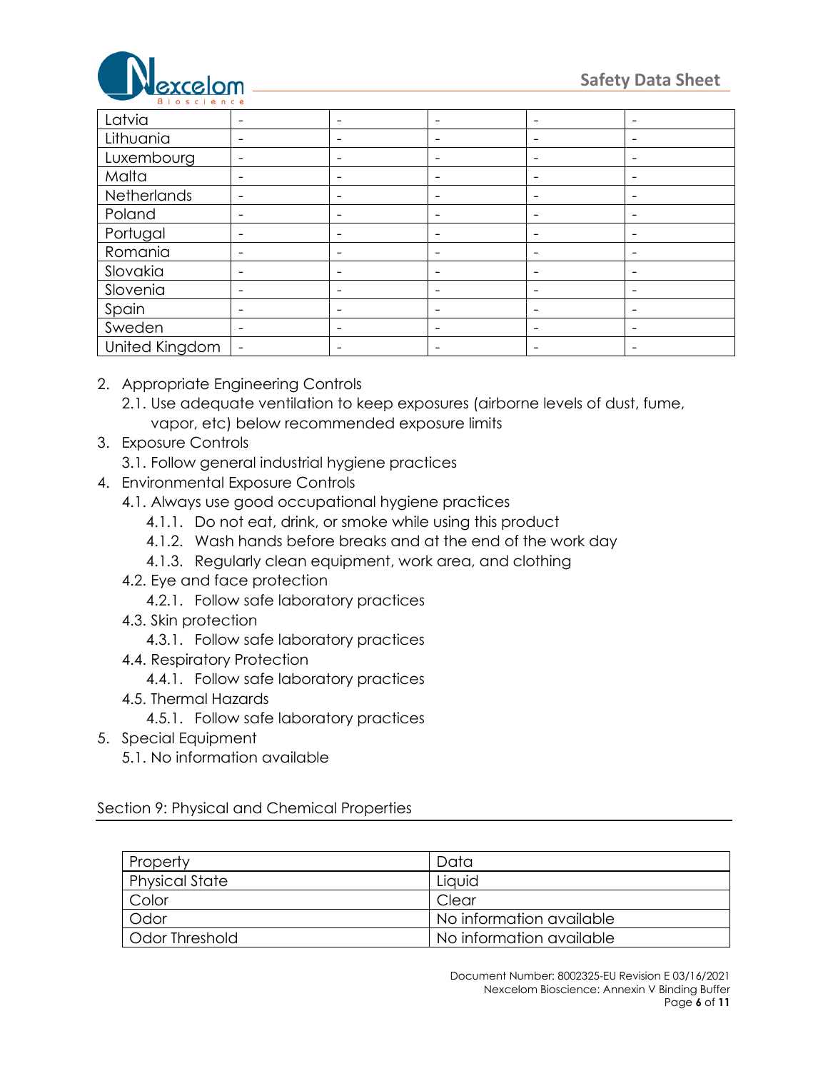| Latvia | - | - | - | - | - |
|---|---|---|---|---|---|
| Lithuania | - | - | - | - | - |
| Luxembourg | - | - | - | - | - |
| Malta | - | - | - | - | - |
| Netherlands | - | - | - | - | - |
| Poland | - | - | - | - | - |
| Portugal | - | - | - | - | - |
| Romania | - | - | - | - | - |
| Slovakia | - | - | - | - | - |
| Slovenia | - | - | - | - | - |
| Spain | - | - | - | - | - |
| Sweden | - | - | - | - | - |
| United Kingdom | - | - | - | - | - |

2. Appropriate Engineering Controls
   2.1. Use adequate ventilation to keep exposures (airborne levels of dust, fume, vapor, etc) below recommended exposure limits
3. Exposure Controls
   3.1. Follow general industrial hygiene practices
4. Environmental Exposure Controls
   4.1. Always use good occupational hygiene practices
      4.1.1. Do not eat, drink, or smoke while using this product
      4.1.2. Wash hands before breaks and at the end of the work day
      4.1.3. Regularly clean equipment, work area, and clothing
   4.2. Eye and face protection
      4.2.1. Follow safe laboratory practices
   4.3. Skin protection
      4.3.1. Follow safe laboratory practices
   4.4. Respiratory Protection
      4.4.1. Follow safe laboratory practices
   4.5. Thermal Hazards
      4.5.1. Follow safe laboratory practices
5. Special Equipment
   5.1. No information available

## Section 9: Physical and Chemical Properties

| Property | Data |
|---|---|
| Physical State | Liquid |
| Color | Clear |
| Odor | No information available |
| Odor Threshold | No information available |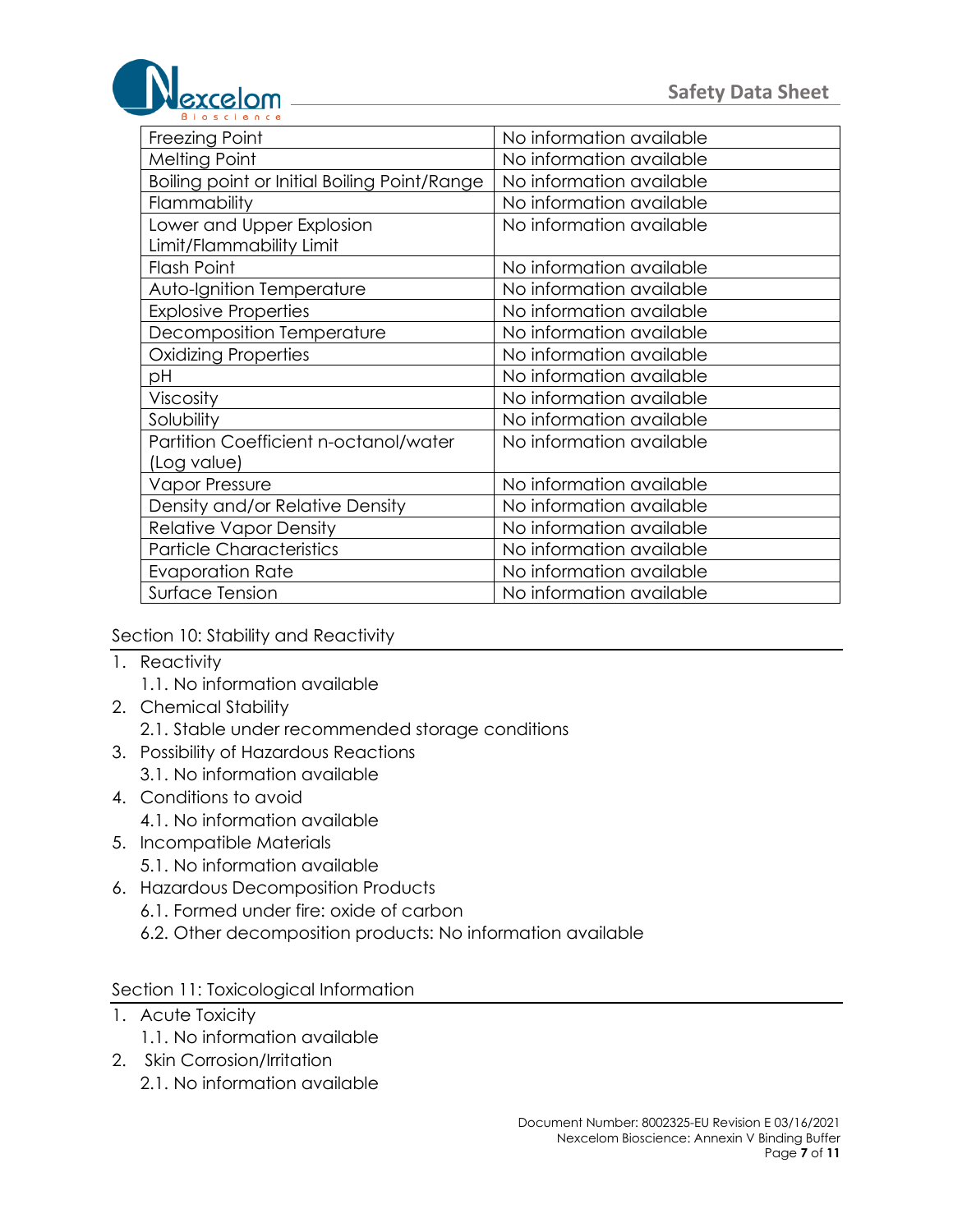| Freezing Point | No information available |
|---|---|
| Melting Point | No information available |
| Boiling point or Initial Boiling Point/Range | No information available |
| Flammability | No information available |
| Lower and Upper Explosion Limit/Flammability Limit | No information available |
| Flash Point | No information available |
| Auto-Ignition Temperature | No information available |
| Explosive Properties | No information available |
| Decomposition Temperature | No information available |
| Oxidizing Properties | No information available |
| pH | No information available |
| Viscosity | No information available |
| Solubility | No information available |
| Partition Coefficient n-octanol/water (Log value) | No information available |
| Vapor Pressure | No information available |
| Density and/or Relative Density | No information available |
| Relative Vapor Density | No information available |
| Particle Characteristics | No information available |
| Evaporation Rate | No information available |
| Surface Tension | No information available |

## Section 10: Stability and Reactivity

1. Reactivity
   1.1. No information available
2. Chemical Stability
   2.1. Stable under recommended storage conditions
3. Possibility of Hazardous Reactions
   3.1. No information available
4. Conditions to avoid
   4.1. No information available
5. Incompatible Materials
   5.1. No information available
6. Hazardous Decomposition Products
   6.1. Formed under fire: oxide of carbon
   6.2. Other decomposition products: No information available

## Section 11: Toxicological Information

1. Acute Toxicity
   1.1. No information available
2. Skin Corrosion/Irritation
   2.1. No information available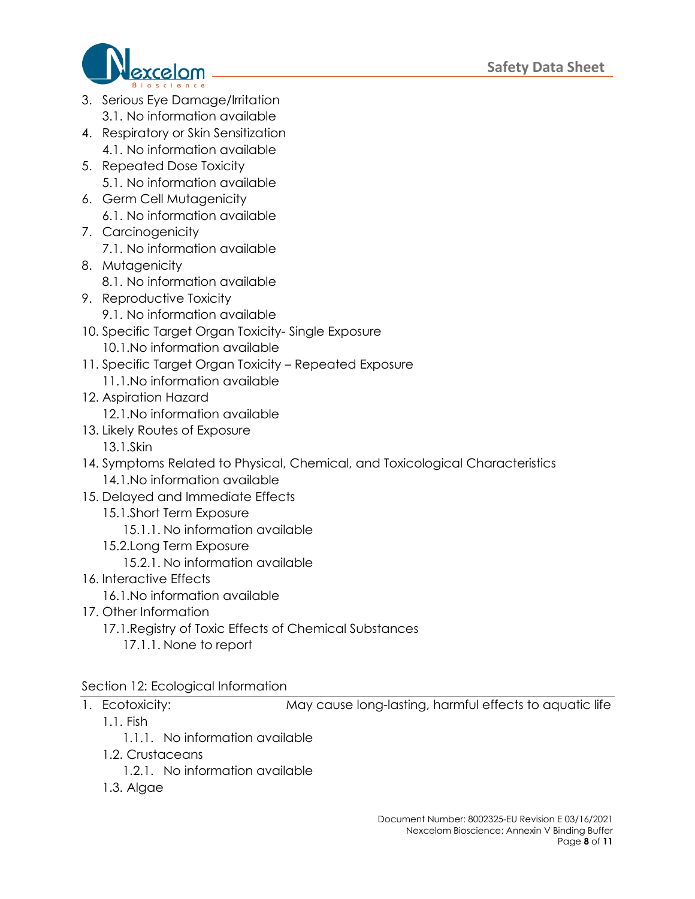3. Serious Eye Damage/Irritation
    3.1. No information available
4. Respiratory or Skin Sensitization
    4.1. No information available
5. Repeated Dose Toxicity
    5.1. No information available
6. Germ Cell Mutagenicity
    6.1. No information available
7. Carcinogenicity
    7.1. No information available
8. Mutagenicity
    8.1. No information available
9. Reproductive Toxicity
    9.1. No information available
10. Specific Target Organ Toxicity- Single Exposure
    10.1. No information available
11. Specific Target Organ Toxicity – Repeated Exposure
    11.1. No information available
12. Aspiration Hazard
    12.1. No information available
13. Likely Routes of Exposure
    13.1. Skin
14. Symptoms Related to Physical, Chemical, and Toxicological Characteristics
    14.1. No information available
15. Delayed and Immediate Effects
    15.1. Short Term Exposure
        15.1.1. No information available
    15.2. Long Term Exposure
        15.2.1. No information available
16. Interactive Effects
    16.1. No information available
17. Other Information
    17.1. Registry of Toxic Effects of Chemical Substances
        17.1.1. None to report

## Section 12: Ecological Information

1. Ecotoxicity: May cause long-lasting, harmful effects to aquatic life
    1.1. Fish
        1.1.1. No information available
    1.2. Crustaceans
        1.2.1. No information available
    1.3. Algae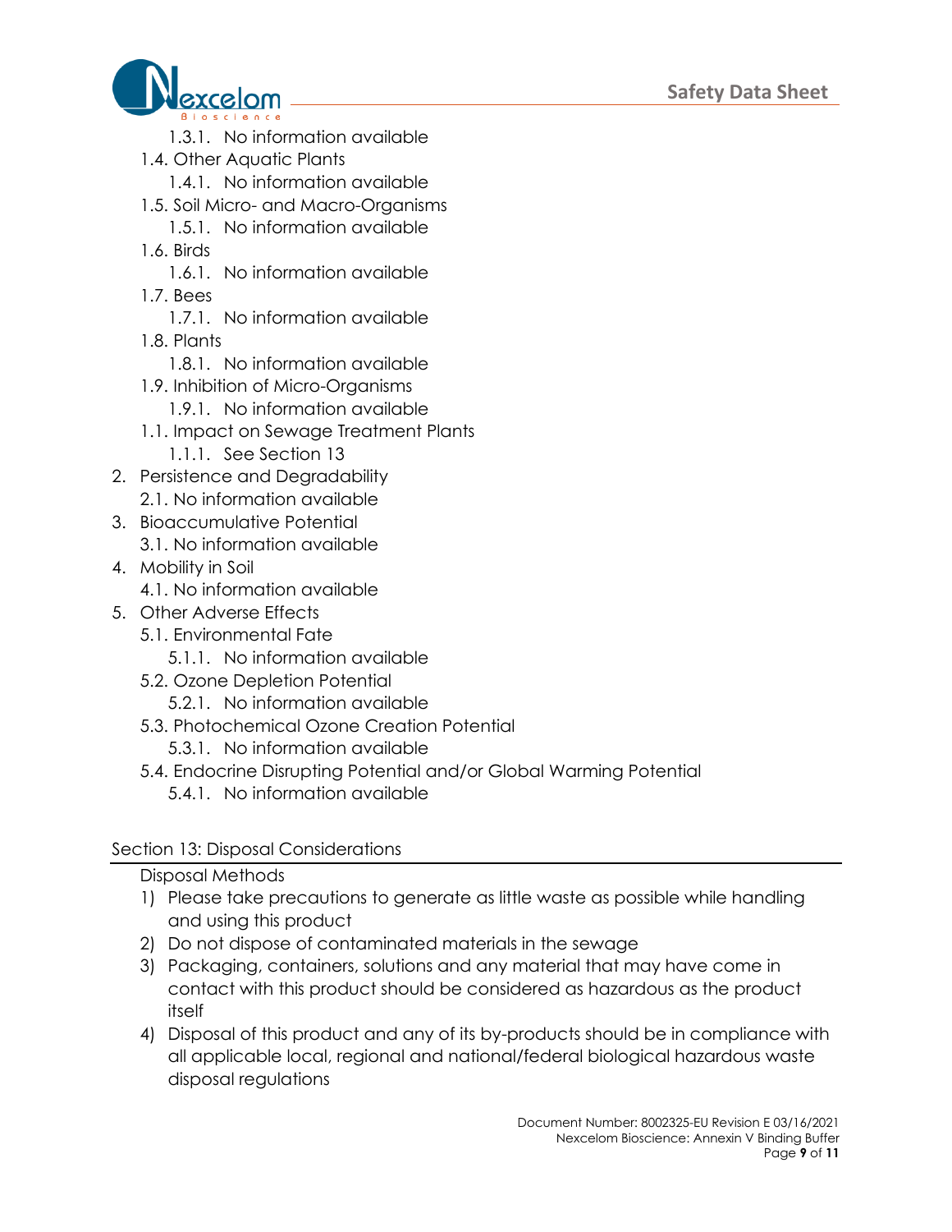- 1.3.1. No information available
- 1.4. Other Aquatic Plants
   - 1.4.1. No information available
- 1.5. Soil Micro- and Macro-Organisms
   - 1.5.1. No information available
- 1.6. Birds
   - 1.6.1. No information available
- 1.7. Bees
   - 1.7.1. No information available
- 1.8. Plants
   - 1.8.1. No information available
- 1.9. Inhibition of Micro-Organisms
   - 1.9.1. No information available
- 1.1. Impact on Sewage Treatment Plants
   - 1.1.1. See Section 13

2. Persistence and Degradability
   - 2.1. No information available
3. Bioaccumulative Potential
   - 3.1. No information available
4. Mobility in Soil
   - 4.1. No information available
5. Other Adverse Effects
   - 5.1. Environmental Fate
      - 5.1.1. No information available
   - 5.2. Ozone Depletion Potential
      - 5.2.1. No information available
   - 5.3. Photochemical Ozone Creation Potential
      - 5.3.1. No information available
   - 5.4. Endocrine Disrupting Potential and/or Global Warming Potential
      - 5.4.1. No information available

## Section 13: Disposal Considerations

Disposal Methods

1) Please take precautions to generate as little waste as possible while handling and using this product
2) Do not dispose of contaminated materials in the sewage
3) Packaging, containers, solutions and any material that may have come in contact with this product should be considered as hazardous as the product itself
4) Disposal of this product and any of its by-products should be in compliance with all applicable local, regional and national/federal biological hazardous waste disposal regulations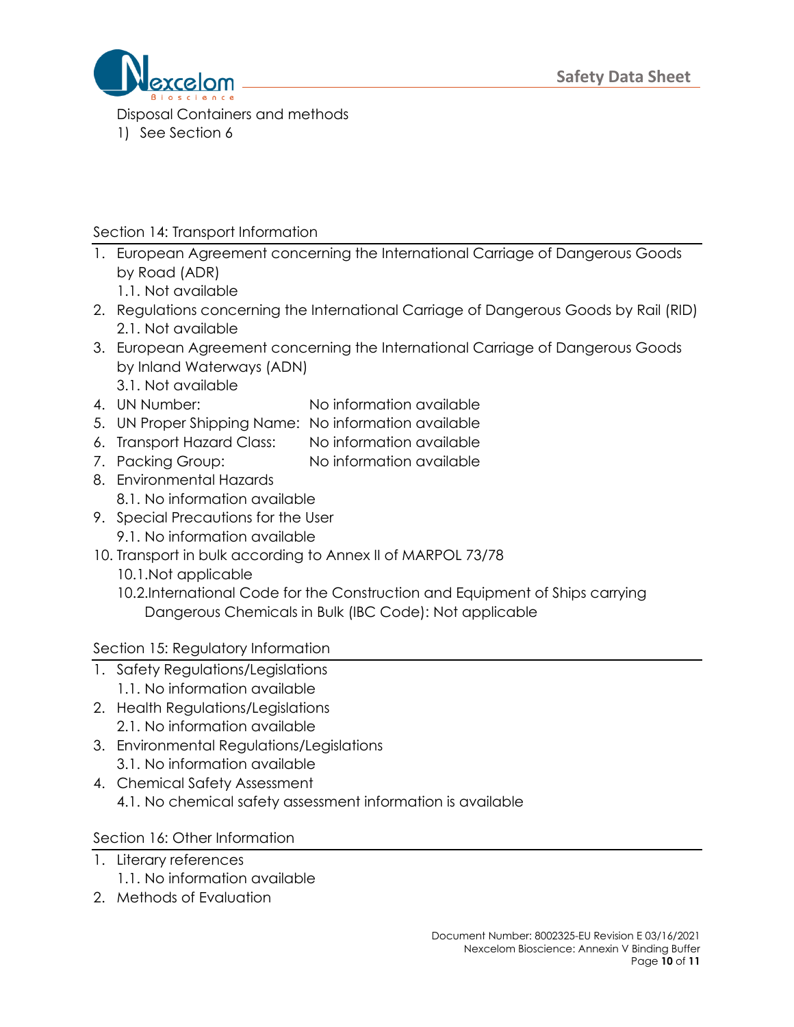Disposal Containers and methods

1) See Section 6

## Section 14: Transport Information

1. European Agreement concerning the International Carriage of Dangerous Goods by Road (ADR)
   1.1. Not available
2. Regulations concerning the International Carriage of Dangerous Goods by Rail (RID)
   2.1. Not available
3. European Agreement concerning the International Carriage of Dangerous Goods by Inland Waterways (ADN)
   3.1. Not available
4. UN Number: No information available
5. UN Proper Shipping Name: No information available
6. Transport Hazard Class: No information available
7. Packing Group: No information available
8. Environmental Hazards
   8.1. No information available
9. Special Precautions for the User
   9.1. No information available
10. Transport in bulk according to Annex II of MARPOL 73/78
    10.1. Not applicable
    10.2. International Code for the Construction and Equipment of Ships carrying Dangerous Chemicals in Bulk (IBC Code): Not applicable

## Section 15: Regulatory Information

1. Safety Regulations/Legislations
   1.1. No information available
2. Health Regulations/Legislations
   2.1. No information available
3. Environmental Regulations/Legislations
   3.1. No information available
4. Chemical Safety Assessment
   4.1. No chemical safety assessment information is available

## Section 16: Other Information

1. Literary references
   1.1. No information available
2. Methods of Evaluation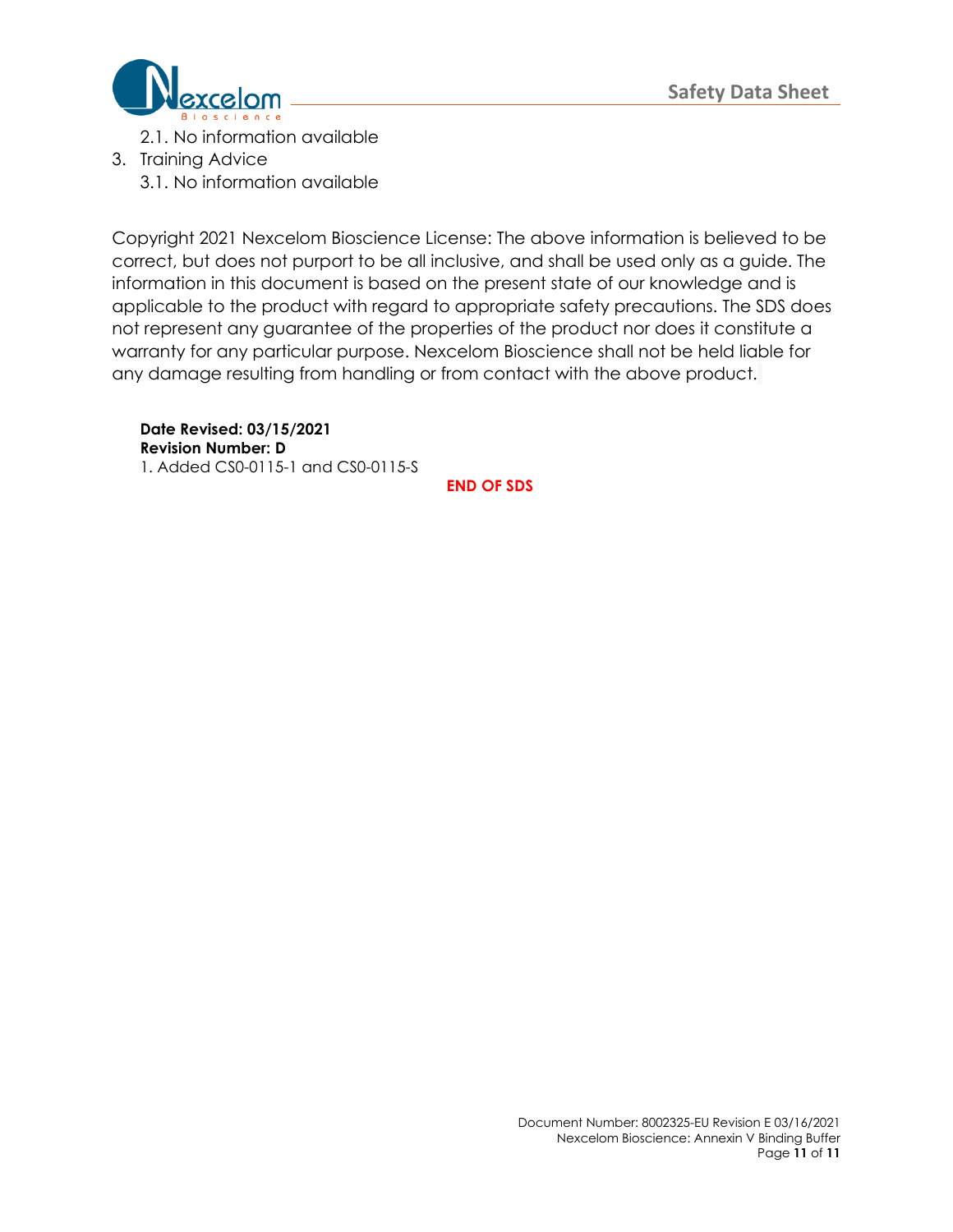2.1. No information available
3. Training Advice
   3.1. No information available

Copyright 2021 Nexcelom Bioscience License: The above information is believed to be correct, but does not purport to be all inclusive, and shall be used only as a guide. The information in this document is based on the present state of our knowledge and is applicable to the product with regard to appropriate safety precautions. The SDS does not represent any guarantee of the properties of the product nor does it constitute a warranty for any particular purpose. Nexcelom Bioscience shall not be held liable for any damage resulting from handling or from contact with the above product.

**Date Revised: 03/15/2021**
**Revision Number: D**
1. Added CS0-0115-1 and CS0-0115-S

**END OF SDS**